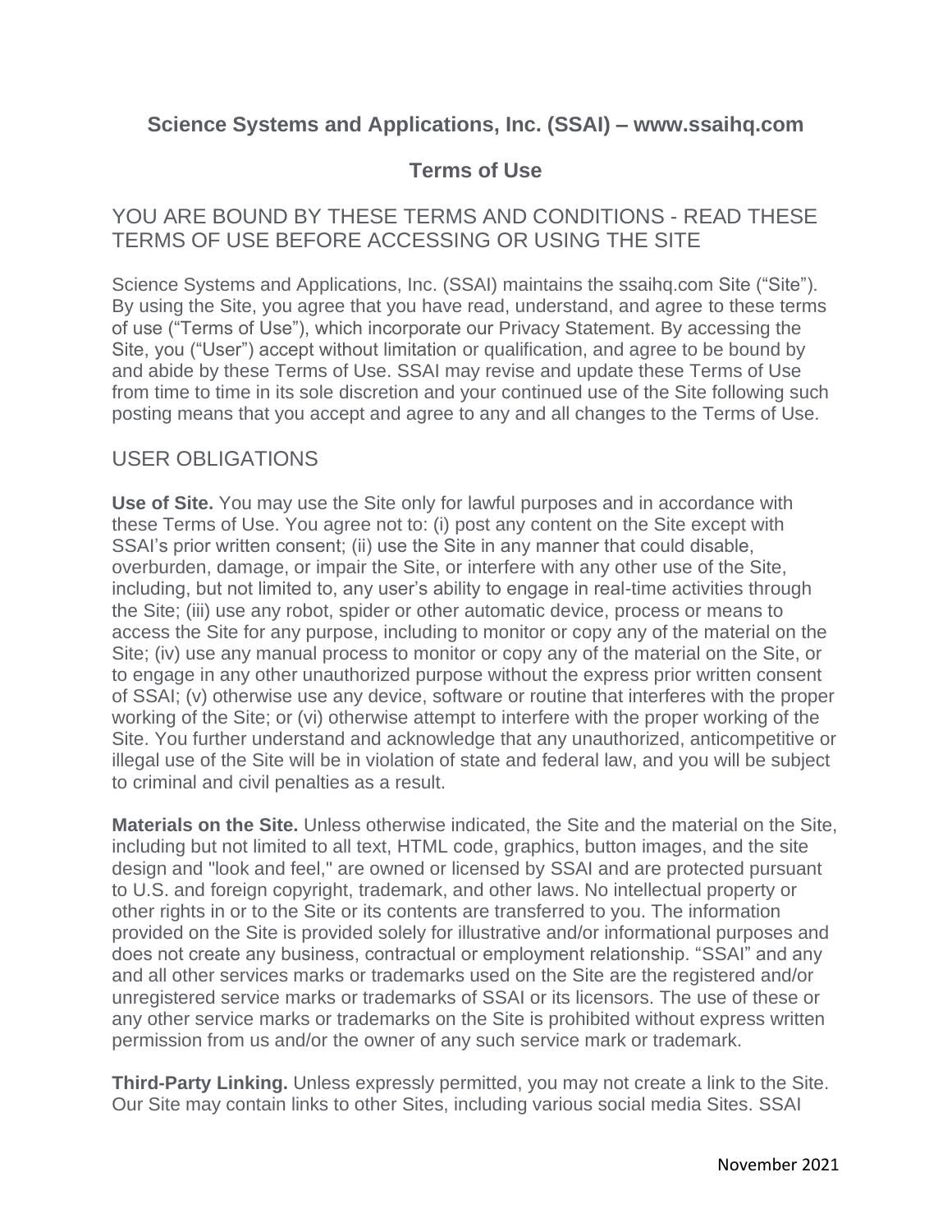# Science Systems and Applications, Inc. (SSAI) – www.ssaihq.com

## Terms of Use

### YOU ARE BOUND BY THESE TERMS AND CONDITIONS - READ THESE TERMS OF USE BEFORE ACCESSING OR USING THE SITE

Science Systems and Applications, Inc. (SSAI) maintains the ssaihq.com Site ("Site"). By using the Site, you agree that you have read, understand, and agree to these terms of use ("Terms of Use"), which incorporate our Privacy Statement. By accessing the Site, you ("User") accept without limitation or qualification, and agree to be bound by and abide by these Terms of Use. SSAI may revise and update these Terms of Use from time to time in its sole discretion and your continued use of the Site following such posting means that you accept and agree to any and all changes to the Terms of Use.

### USER OBLIGATIONS

**Use of Site.** You may use the Site only for lawful purposes and in accordance with these Terms of Use. You agree not to: (i) post any content on the Site except with SSAI's prior written consent; (ii) use the Site in any manner that could disable, overburden, damage, or impair the Site, or interfere with any other use of the Site, including, but not limited to, any user's ability to engage in real-time activities through the Site; (iii) use any robot, spider or other automatic device, process or means to access the Site for any purpose, including to monitor or copy any of the material on the Site; (iv) use any manual process to monitor or copy any of the material on the Site, or to engage in any other unauthorized purpose without the express prior written consent of SSAI; (v) otherwise use any device, software or routine that interferes with the proper working of the Site; or (vi) otherwise attempt to interfere with the proper working of the Site. You further understand and acknowledge that any unauthorized, anticompetitive or illegal use of the Site will be in violation of state and federal law, and you will be subject to criminal and civil penalties as a result.

**Materials on the Site.** Unless otherwise indicated, the Site and the material on the Site, including but not limited to all text, HTML code, graphics, button images, and the site design and "look and feel," are owned or licensed by SSAI and are protected pursuant to U.S. and foreign copyright, trademark, and other laws. No intellectual property or other rights in or to the Site or its contents are transferred to you. The information provided on the Site is provided solely for illustrative and/or informational purposes and does not create any business, contractual or employment relationship. "SSAI" and any and all other services marks or trademarks used on the Site are the registered and/or unregistered service marks or trademarks of SSAI or its licensors. The use of these or any other service marks or trademarks on the Site is prohibited without express written permission from us and/or the owner of any such service mark or trademark.

**Third-Party Linking.** Unless expressly permitted, you may not create a link to the Site. Our Site may contain links to other Sites, including various social media Sites. SSAI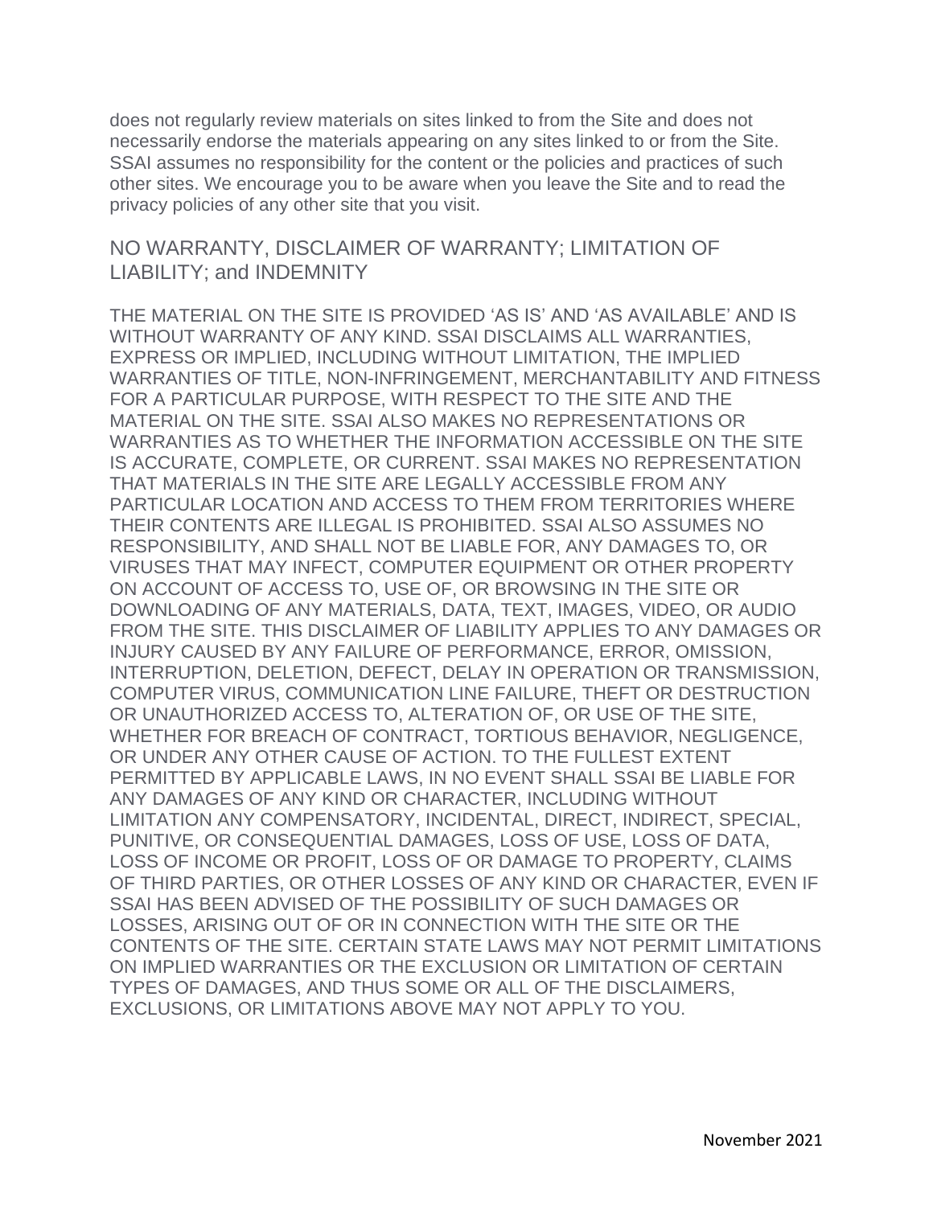does not regularly review materials on sites linked to from the Site and does not necessarily endorse the materials appearing on any sites linked to or from the Site. SSAI assumes no responsibility for the content or the policies and practices of such other sites. We encourage you to be aware when you leave the Site and to read the privacy policies of any other site that you visit.

## NO WARRANTY, DISCLAIMER OF WARRANTY; LIMITATION OF LIABILITY; and INDEMNITY

THE MATERIAL ON THE SITE IS PROVIDED 'AS IS' AND 'AS AVAILABLE' AND IS WITHOUT WARRANTY OF ANY KIND. SSAI DISCLAIMS ALL WARRANTIES, EXPRESS OR IMPLIED, INCLUDING WITHOUT LIMITATION, THE IMPLIED WARRANTIES OF TITLE, NON-INFRINGEMENT, MERCHANTABILITY AND FITNESS FOR A PARTICULAR PURPOSE, WITH RESPECT TO THE SITE AND THE MATERIAL ON THE SITE. SSAI ALSO MAKES NO REPRESENTATIONS OR WARRANTIES AS TO WHETHER THE INFORMATION ACCESSIBLE ON THE SITE IS ACCURATE, COMPLETE, OR CURRENT. SSAI MAKES NO REPRESENTATION THAT MATERIALS IN THE SITE ARE LEGALLY ACCESSIBLE FROM ANY PARTICULAR LOCATION AND ACCESS TO THEM FROM TERRITORIES WHERE THEIR CONTENTS ARE ILLEGAL IS PROHIBITED. SSAI ALSO ASSUMES NO RESPONSIBILITY, AND SHALL NOT BE LIABLE FOR, ANY DAMAGES TO, OR VIRUSES THAT MAY INFECT, COMPUTER EQUIPMENT OR OTHER PROPERTY ON ACCOUNT OF ACCESS TO, USE OF, OR BROWSING IN THE SITE OR DOWNLOADING OF ANY MATERIALS, DATA, TEXT, IMAGES, VIDEO, OR AUDIO FROM THE SITE. THIS DISCLAIMER OF LIABILITY APPLIES TO ANY DAMAGES OR INJURY CAUSED BY ANY FAILURE OF PERFORMANCE, ERROR, OMISSION, INTERRUPTION, DELETION, DEFECT, DELAY IN OPERATION OR TRANSMISSION, COMPUTER VIRUS, COMMUNICATION LINE FAILURE, THEFT OR DESTRUCTION OR UNAUTHORIZED ACCESS TO, ALTERATION OF, OR USE OF THE SITE, WHETHER FOR BREACH OF CONTRACT, TORTIOUS BEHAVIOR, NEGLIGENCE, OR UNDER ANY OTHER CAUSE OF ACTION. TO THE FULLEST EXTENT PERMITTED BY APPLICABLE LAWS, IN NO EVENT SHALL SSAI BE LIABLE FOR ANY DAMAGES OF ANY KIND OR CHARACTER, INCLUDING WITHOUT LIMITATION ANY COMPENSATORY, INCIDENTAL, DIRECT, INDIRECT, SPECIAL, PUNITIVE, OR CONSEQUENTIAL DAMAGES, LOSS OF USE, LOSS OF DATA, LOSS OF INCOME OR PROFIT, LOSS OF OR DAMAGE TO PROPERTY, CLAIMS OF THIRD PARTIES, OR OTHER LOSSES OF ANY KIND OR CHARACTER, EVEN IF SSAI HAS BEEN ADVISED OF THE POSSIBILITY OF SUCH DAMAGES OR LOSSES, ARISING OUT OF OR IN CONNECTION WITH THE SITE OR THE CONTENTS OF THE SITE. CERTAIN STATE LAWS MAY NOT PERMIT LIMITATIONS ON IMPLIED WARRANTIES OR THE EXCLUSION OR LIMITATION OF CERTAIN TYPES OF DAMAGES, AND THUS SOME OR ALL OF THE DISCLAIMERS, EXCLUSIONS, OR LIMITATIONS ABOVE MAY NOT APPLY TO YOU.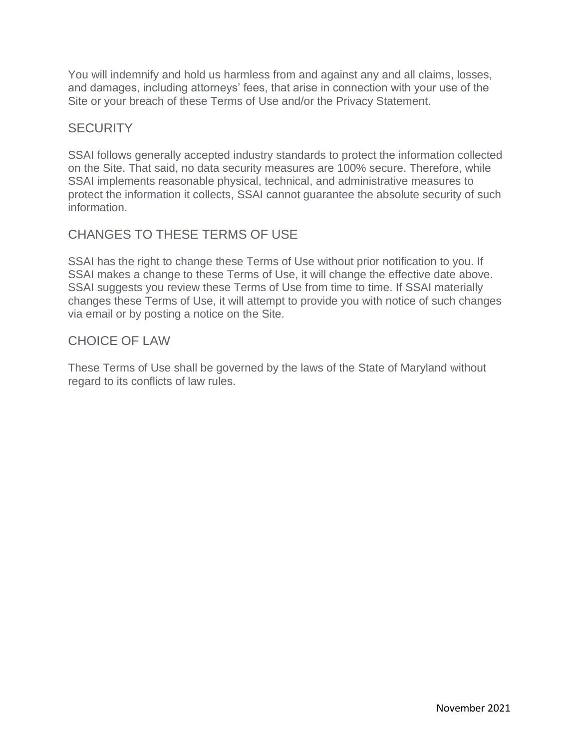You will indemnify and hold us harmless from and against any and all claims, losses, and damages, including attorneys' fees, that arise in connection with your use of the Site or your breach of these Terms of Use and/or the Privacy Statement.

## SECURITY

SSAI follows generally accepted industry standards to protect the information collected on the Site. That said, no data security measures are 100% secure. Therefore, while SSAI implements reasonable physical, technical, and administrative measures to protect the information it collects, SSAI cannot guarantee the absolute security of such information.

## CHANGES TO THESE TERMS OF USE

SSAI has the right to change these Terms of Use without prior notification to you. If SSAI makes a change to these Terms of Use, it will change the effective date above. SSAI suggests you review these Terms of Use from time to time. If SSAI materially changes these Terms of Use, it will attempt to provide you with notice of such changes via email or by posting a notice on the Site.

## CHOICE OF LAW

These Terms of Use shall be governed by the laws of the State of Maryland without regard to its conflicts of law rules.

November 2021